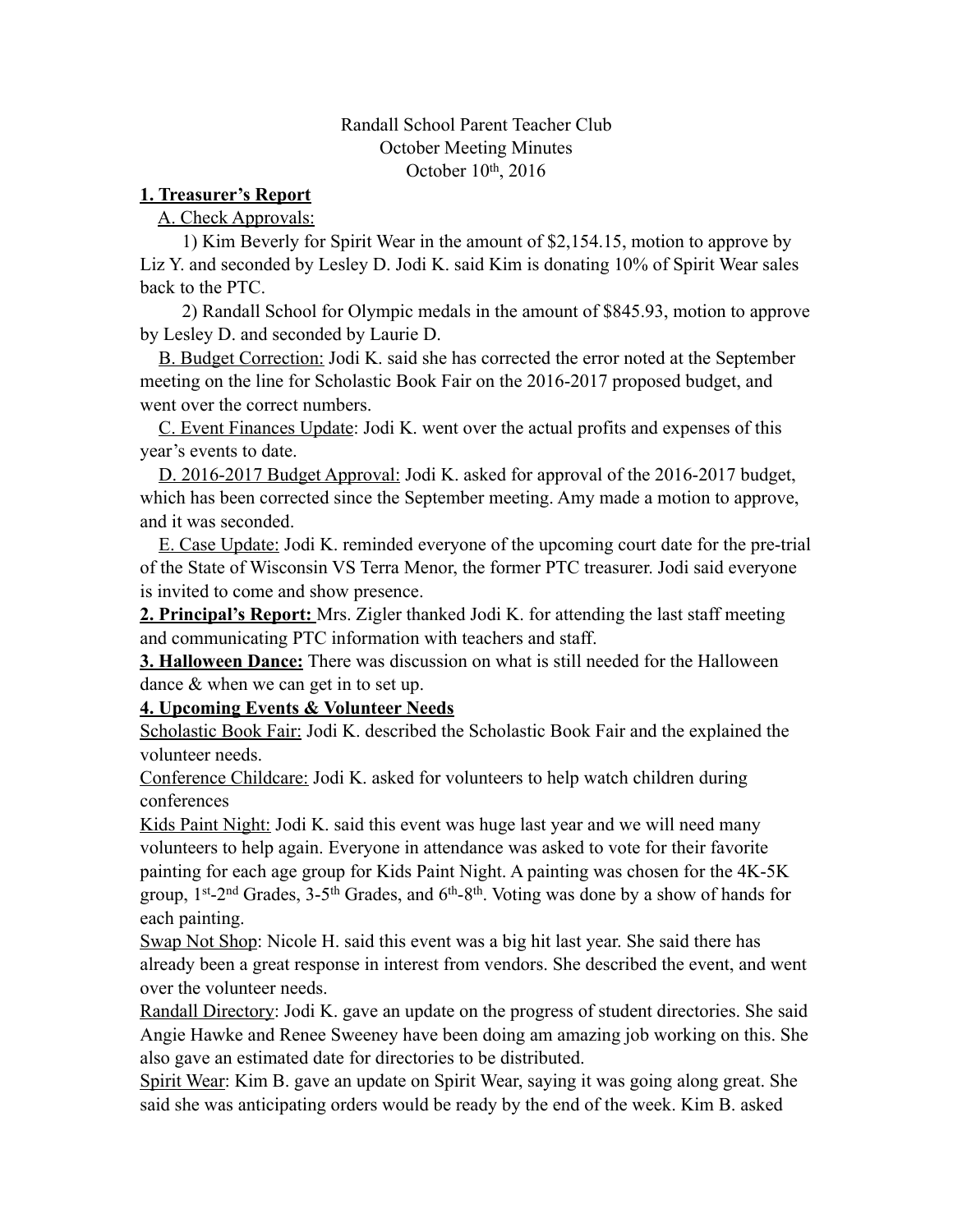Randall School Parent Teacher Club
October Meeting Minutes
October 10th, 2016

**1. Treasurer's Report**

A. Check Approvals:

1) Kim Beverly for Spirit Wear in the amount of $2,154.15, motion to approve by Liz Y. and seconded by Lesley D. Jodi K. said Kim is donating 10% of Spirit Wear sales back to the PTC.

2) Randall School for Olympic medals in the amount of $845.93, motion to approve by Lesley D. and seconded by Laurie D.

B. Budget Correction: Jodi K. said she has corrected the error noted at the September meeting on the line for Scholastic Book Fair on the 2016-2017 proposed budget, and went over the correct numbers.

C. Event Finances Update: Jodi K. went over the actual profits and expenses of this year's events to date.

D. 2016-2017 Budget Approval: Jodi K. asked for approval of the 2016-2017 budget, which has been corrected since the September meeting. Amy made a motion to approve, and it was seconded.

E. Case Update: Jodi K. reminded everyone of the upcoming court date for the pre-trial of the State of Wisconsin VS Terra Menor, the former PTC treasurer. Jodi said everyone is invited to come and show presence.

**2. Principal's Report:** Mrs. Zigler thanked Jodi K. for attending the last staff meeting and communicating PTC information with teachers and staff.

**3. Halloween Dance:** There was discussion on what is still needed for the Halloween dance & when we can get in to set up.

**4. Upcoming Events & Volunteer Needs**

Scholastic Book Fair: Jodi K. described the Scholastic Book Fair and the explained the volunteer needs.

Conference Childcare: Jodi K. asked for volunteers to help watch children during conferences

Kids Paint Night: Jodi K. said this event was huge last year and we will need many volunteers to help again. Everyone in attendance was asked to vote for their favorite painting for each age group for Kids Paint Night. A painting was chosen for the 4K-5K group, 1st-2nd Grades, 3-5th Grades, and 6th-8th. Voting was done by a show of hands for each painting.

Swap Not Shop: Nicole H. said this event was a big hit last year. She said there has already been a great response in interest from vendors. She described the event, and went over the volunteer needs.

Randall Directory: Jodi K. gave an update on the progress of student directories. She said Angie Hawke and Renee Sweeney have been doing am amazing job working on this. She also gave an estimated date for directories to be distributed.

Spirit Wear: Kim B. gave an update on Spirit Wear, saying it was going along great. She said she was anticipating orders would be ready by the end of the week. Kim B. asked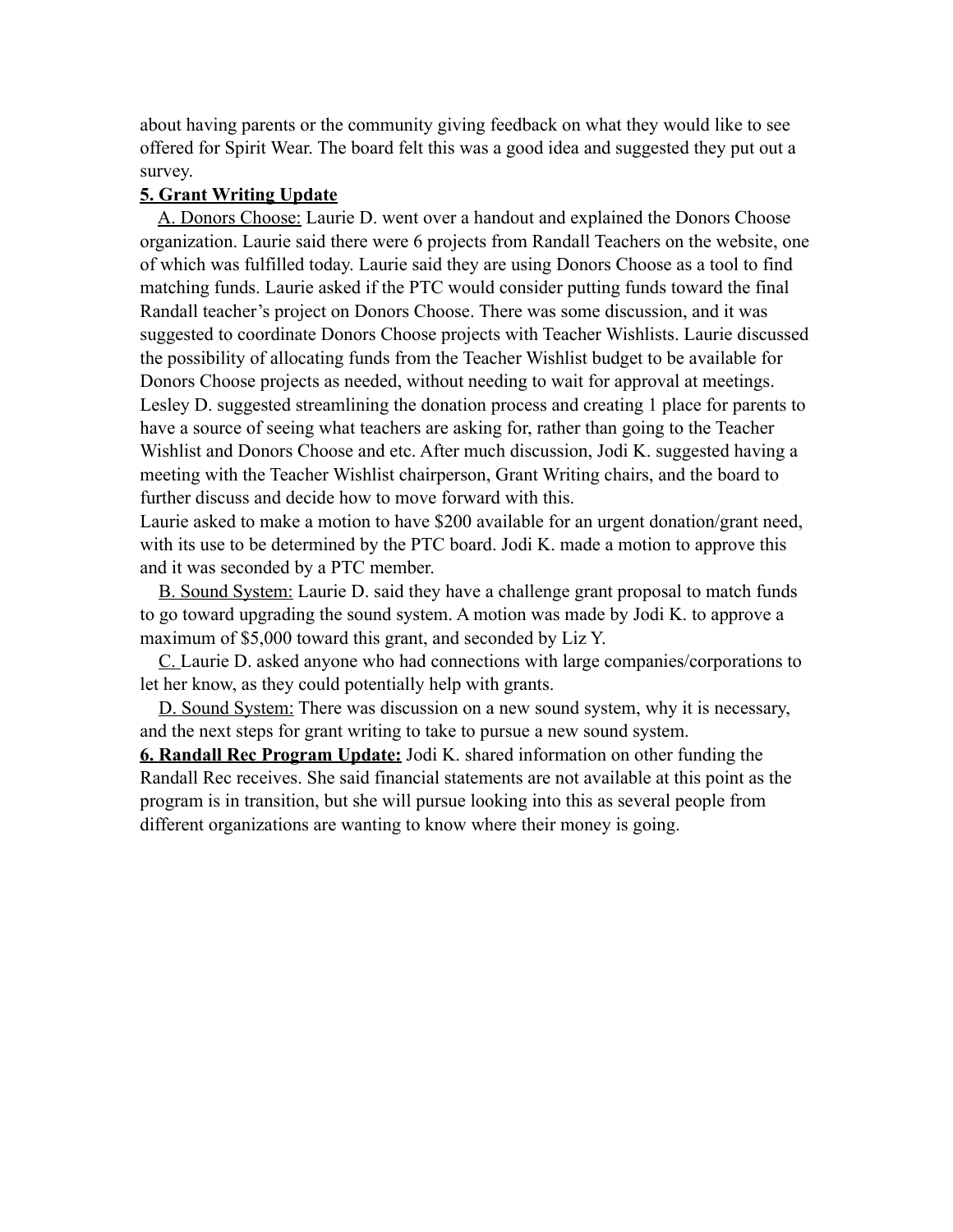about having parents or the community giving feedback on what they would like to see offered for Spirit Wear. The board felt this was a good idea and suggested they put out a survey.

**5. Grant Writing Update**

A. Donors Choose: Laurie D. went over a handout and explained the Donors Choose organization. Laurie said there were 6 projects from Randall Teachers on the website, one of which was fulfilled today. Laurie said they are using Donors Choose as a tool to find matching funds. Laurie asked if the PTC would consider putting funds toward the final Randall teacher's project on Donors Choose. There was some discussion, and it was suggested to coordinate Donors Choose projects with Teacher Wishlists. Laurie discussed the possibility of allocating funds from the Teacher Wishlist budget to be available for Donors Choose projects as needed, without needing to wait for approval at meetings. Lesley D. suggested streamlining the donation process and creating 1 place for parents to have a source of seeing what teachers are asking for, rather than going to the Teacher Wishlist and Donors Choose and etc. After much discussion, Jodi K. suggested having a meeting with the Teacher Wishlist chairperson, Grant Writing chairs, and the board to further discuss and decide how to move forward with this.

Laurie asked to make a motion to have $200 available for an urgent donation/grant need, with its use to be determined by the PTC board. Jodi K. made a motion to approve this and it was seconded by a PTC member.

B. Sound System: Laurie D. said they have a challenge grant proposal to match funds to go toward upgrading the sound system. A motion was made by Jodi K. to approve a maximum of $5,000 toward this grant, and seconded by Liz Y.

C. Laurie D. asked anyone who had connections with large companies/corporations to let her know, as they could potentially help with grants.

D. Sound System: There was discussion on a new sound system, why it is necessary, and the next steps for grant writing to take to pursue a new sound system.

**6. Randall Rec Program Update:** Jodi K. shared information on other funding the Randall Rec receives. She said financial statements are not available at this point as the program is in transition, but she will pursue looking into this as several people from different organizations are wanting to know where their money is going.